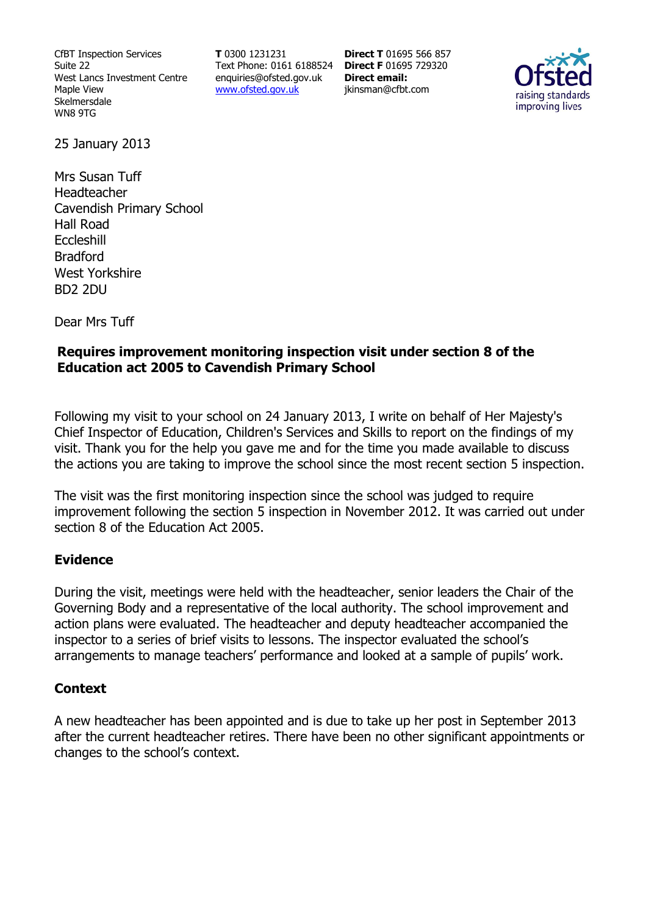CfBT Inspection Services
Suite 22
West Lancs Investment Centre
Maple View
Skelmersdale
WN8 9TG

**T** 0300 1231231
Text Phone: 0161 6188524
enquiries@ofsted.gov.uk
www.ofsted.gov.uk

**Direct T** 01695 566 857
**Direct F** 01695 729320
**Direct email:**
jkinsman@cfbt.com

25 January 2013

Mrs Susan Tuff
Headteacher
Cavendish Primary School
Hall Road
Eccleshill
Bradford
West Yorkshire
BD2 2DU

Dear Mrs Tuff

**Requires improvement monitoring inspection visit under section 8 of the Education act 2005 to Cavendish Primary School**

Following my visit to your school on 24 January 2013, I write on behalf of Her Majesty's Chief Inspector of Education, Children's Services and Skills to report on the findings of my visit. Thank you for the help you gave me and for the time you made available to discuss the actions you are taking to improve the school since the most recent section 5 inspection.

The visit was the first monitoring inspection since the school was judged to require improvement following the section 5 inspection in November 2012. It was carried out under section 8 of the Education Act 2005.

## Evidence

During the visit, meetings were held with the headteacher, senior leaders the Chair of the Governing Body and a representative of the local authority. The school improvement and action plans were evaluated. The headteacher and deputy headteacher accompanied the inspector to a series of brief visits to lessons. The inspector evaluated the school's arrangements to manage teachers' performance and looked at a sample of pupils' work.

## Context

A new headteacher has been appointed and is due to take up her post in September 2013 after the current headteacher retires. There have been no other significant appointments or changes to the school's context.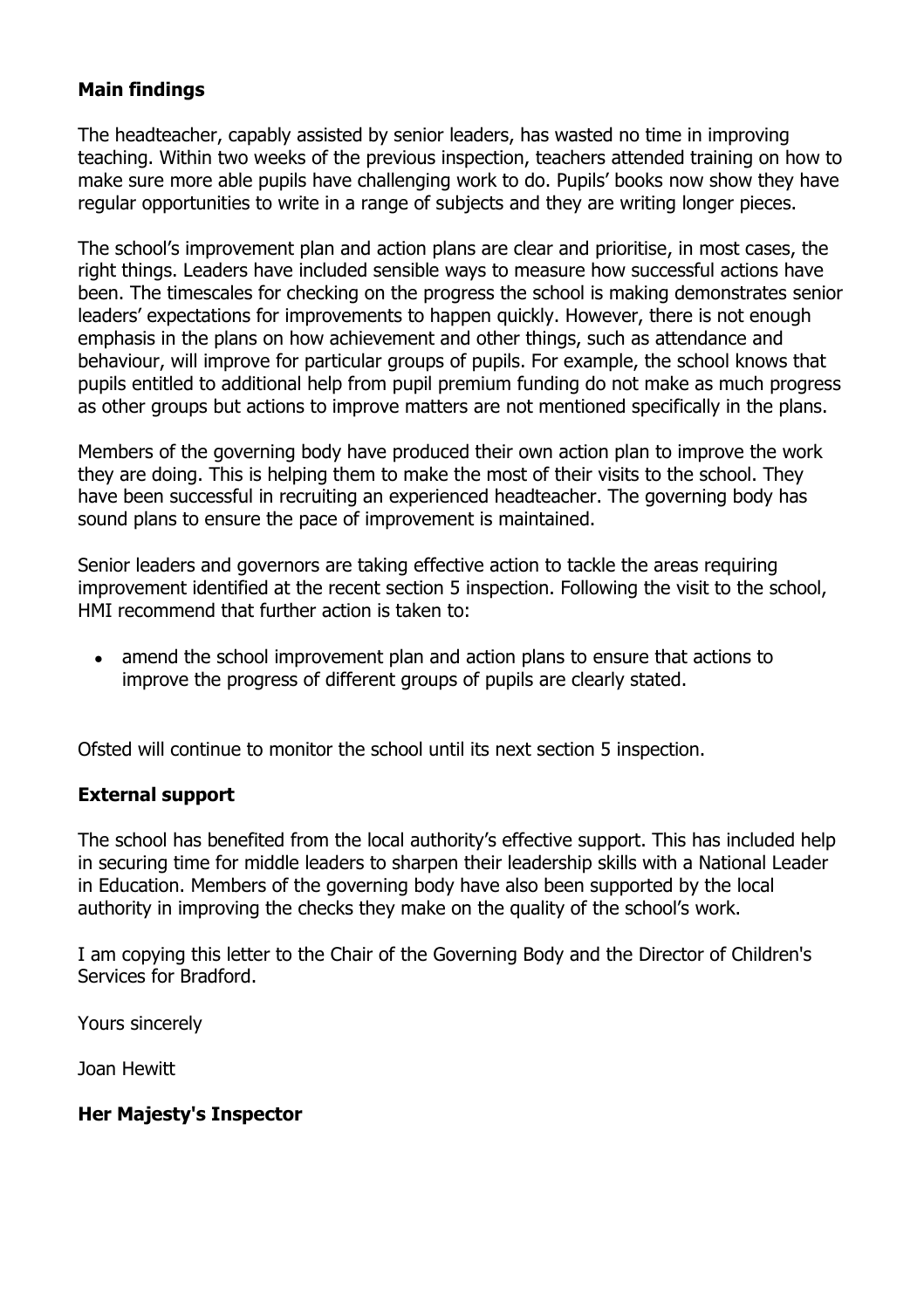**Main findings**

The headteacher, capably assisted by senior leaders, has wasted no time in improving teaching. Within two weeks of the previous inspection, teachers attended training on how to make sure more able pupils have challenging work to do. Pupils' books now show they have regular opportunities to write in a range of subjects and they are writing longer pieces.

The school's improvement plan and action plans are clear and prioritise, in most cases, the right things. Leaders have included sensible ways to measure how successful actions have been. The timescales for checking on the progress the school is making demonstrates senior leaders' expectations for improvements to happen quickly. However, there is not enough emphasis in the plans on how achievement and other things, such as attendance and behaviour, will improve for particular groups of pupils. For example, the school knows that pupils entitled to additional help from pupil premium funding do not make as much progress as other groups but actions to improve matters are not mentioned specifically in the plans.

Members of the governing body have produced their own action plan to improve the work they are doing. This is helping them to make the most of their visits to the school. They have been successful in recruiting an experienced headteacher. The governing body has sound plans to ensure the pace of improvement is maintained.

Senior leaders and governors are taking effective action to tackle the areas requiring improvement identified at the recent section 5 inspection. Following the visit to the school, HMI recommend that further action is taken to:

- amend the school improvement plan and action plans to ensure that actions to improve the progress of different groups of pupils are clearly stated.

Ofsted will continue to monitor the school until its next section 5 inspection.

**External support**

The school has benefited from the local authority's effective support. This has included help in securing time for middle leaders to sharpen their leadership skills with a National Leader in Education. Members of the governing body have also been supported by the local authority in improving the checks they make on the quality of the school's work.

I am copying this letter to the Chair of the Governing Body and the Director of Children's Services for Bradford.

Yours sincerely

Joan Hewitt

**Her Majesty's Inspector**